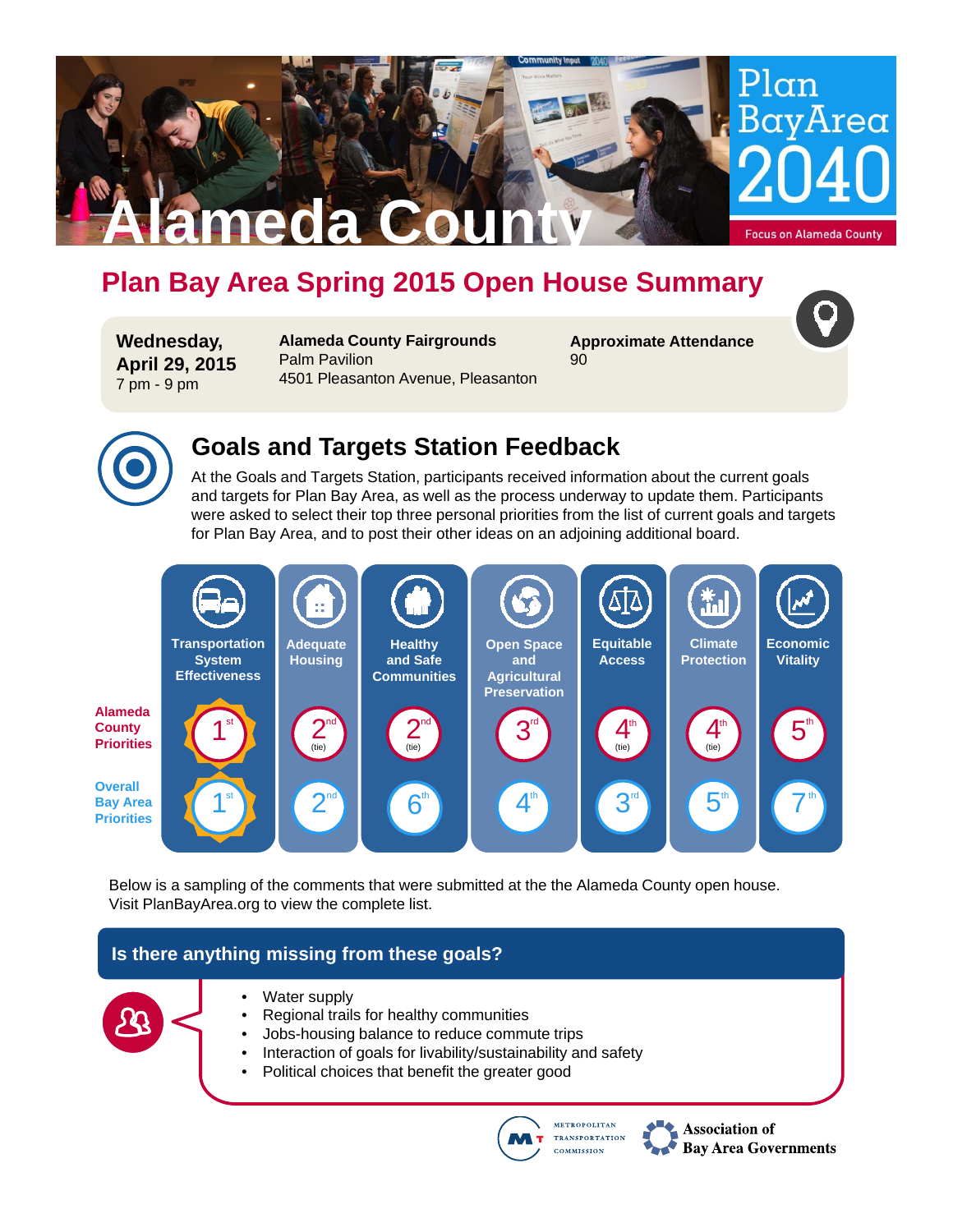# Alameda County

Plan Bay Area 2040

Focus on Alameda County

## Plan Bay Area Spring 2015 Open House Summary

**Wednesday, April 29, 2015**
7 pm - 9 pm

**Alameda County Fairgrounds**
Palm Pavilion
4501 Pleasanton Avenue, Pleasanton

**Approximate Attendance**
90

## Goals and Targets Station Feedback

At the Goals and Targets Station, participants received information about the current goals and targets for Plan Bay Area, as well as the process underway to update them. Participants were asked to select their top three personal priorities from the list of current goals and targets for Plan Bay Area, and to post their other ideas on an adjoining additional board.

| | Transportation System Effectiveness | Adequate Housing | Healthy and Safe Communities | Open Space and Agricultural Preservation | Equitable Access | Climate Protection | Economic Vitality |
|---|---|---|---|---|---|---|---|
| **Alameda County Priorities** | 1st | 2nd (tie) | 2nd (tie) | 3rd | 4th (tie) | 4th (tie) | 5th |
| **Overall Bay Area Priorities** | 1st | 2nd | 6th | 4th | 3rd | 5th | 7th |

Below is a sampling of the comments that were submitted at the the Alameda County open house. Visit PlanBayArea.org to view the complete list.

### Is there anything missing from these goals?

- Water supply
- Regional trails for healthy communities
- Jobs-housing balance to reduce commute trips
- Interaction of goals for livability/sustainability and safety
- Political choices that benefit the greater good

Metropolitan Transportation Commission | Association of Bay Area Governments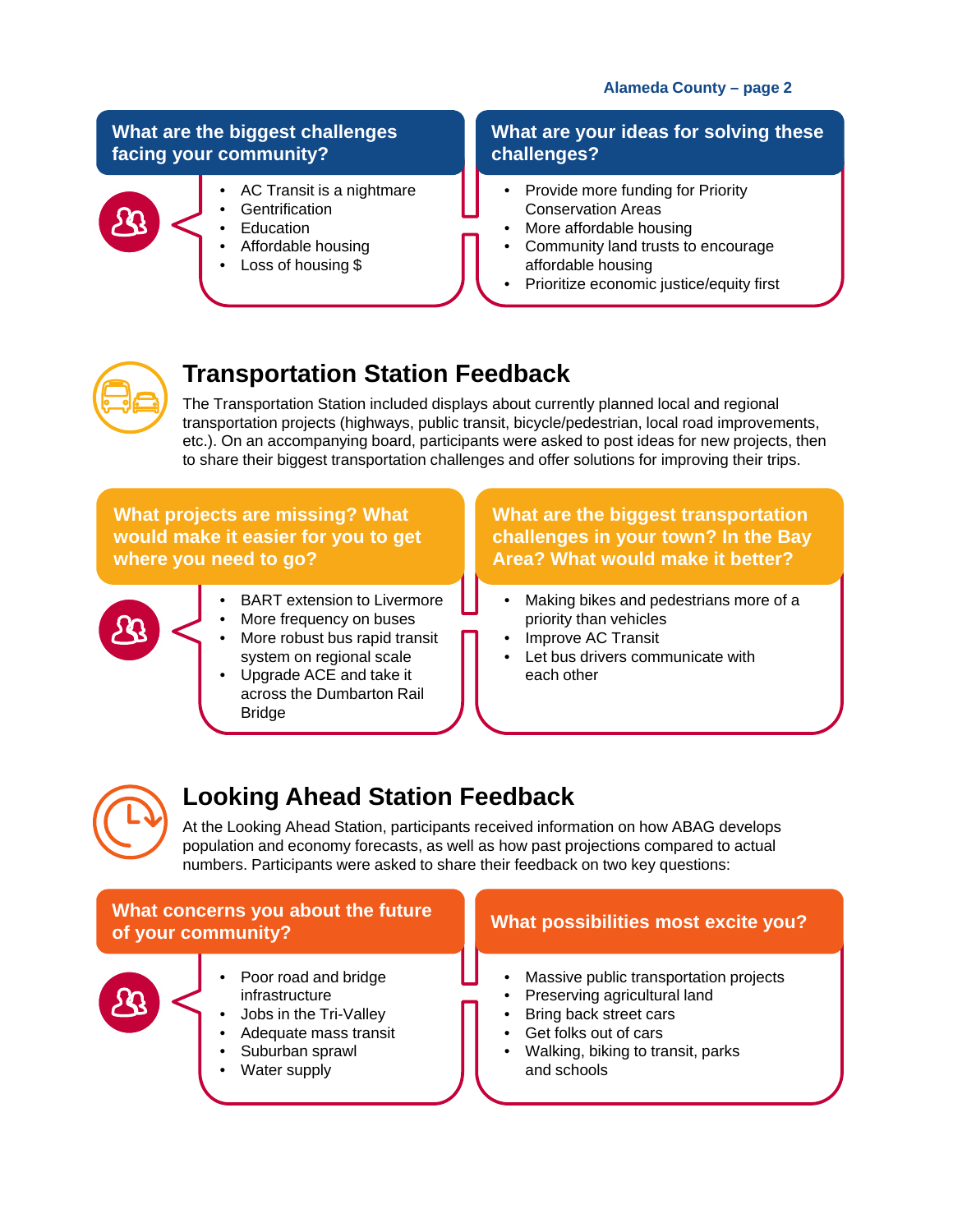### What are the biggest challenges facing your community?

- AC Transit is a nightmare
- Gentrification
- Education
- Affordable housing
- Loss of housing $

### What are your ideas for solving these challenges?

- Provide more funding for Priority Conservation Areas
- More affordable housing
- Community land trusts to encourage affordable housing
- Prioritize economic justice/equity first

## Transportation Station Feedback

The Transportation Station included displays about currently planned local and regional transportation projects (highways, public transit, bicycle/pedestrian, local road improvements, etc.). On an accompanying board, participants were asked to post ideas for new projects, then to share their biggest transportation challenges and offer solutions for improving their trips.

### What projects are missing? What would make it easier for you to get where you need to go?

- BART extension to Livermore
- More frequency on buses
- More robust bus rapid transit system on regional scale
- Upgrade ACE and take it across the Dumbarton Rail Bridge

### What are the biggest transportation challenges in your town? In the Bay Area? What would make it better?

- Making bikes and pedestrians more of a priority than vehicles
- Improve AC Transit
- Let bus drivers communicate with each other

## Looking Ahead Station Feedback

At the Looking Ahead Station, participants received information on how ABAG develops population and economy forecasts, as well as how past projections compared to actual numbers. Participants were asked to share their feedback on two key questions:

### What concerns you about the future of your community?

- Poor road and bridge infrastructure
- Jobs in the Tri-Valley
- Adequate mass transit
- Suburban sprawl
- Water supply

### What possibilities most excite you?

- Massive public transportation projects
- Preserving agricultural land
- Bring back street cars
- Get folks out of cars
- Walking, biking to transit, parks and schools